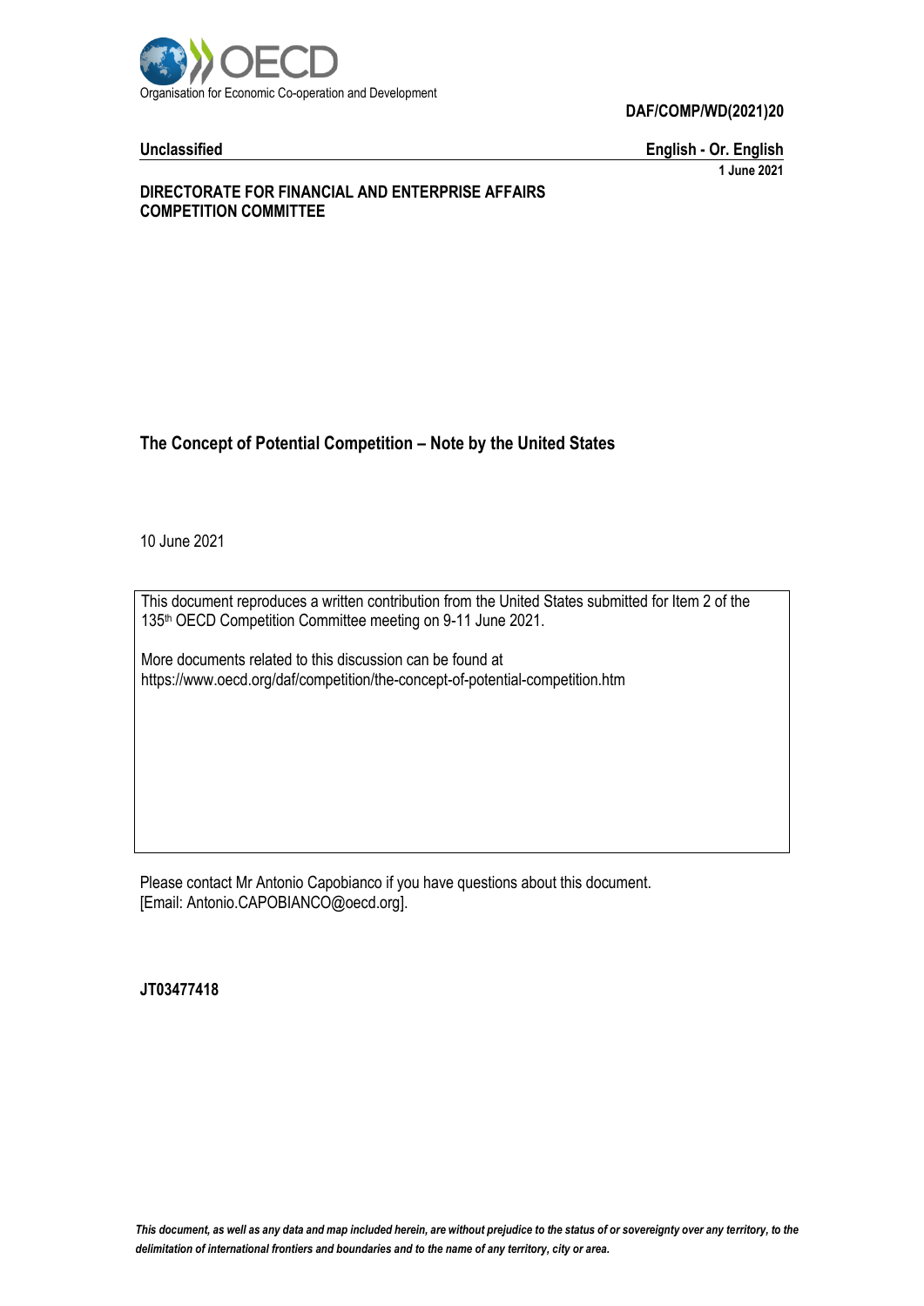Organisation for Economic Co-operation and Development

**DAF/COMP/WD(2021)20**

**Unclassified** **English - Or. English**

**1 June 2021**

**DIRECTORATE FOR FINANCIAL AND ENTERPRISE AFFAIRS**
**COMPETITION COMMITTEE**

# The Concept of Potential Competition – Note by the United States

10 June 2021

This document reproduces a written contribution from the United States submitted for Item 2 of the 135th OECD Competition Committee meeting on 9-11 June 2021.

More documents related to this discussion can be found at https://www.oecd.org/daf/competition/the-concept-of-potential-competition.htm

Please contact Mr Antonio Capobianco if you have questions about this document.
[Email: Antonio.CAPOBIANCO@oecd.org].

**JT03477418**

*This document, as well as any data and map included herein, are without prejudice to the status of or sovereignty over any territory, to the delimitation of international frontiers and boundaries and to the name of any territory, city or area.*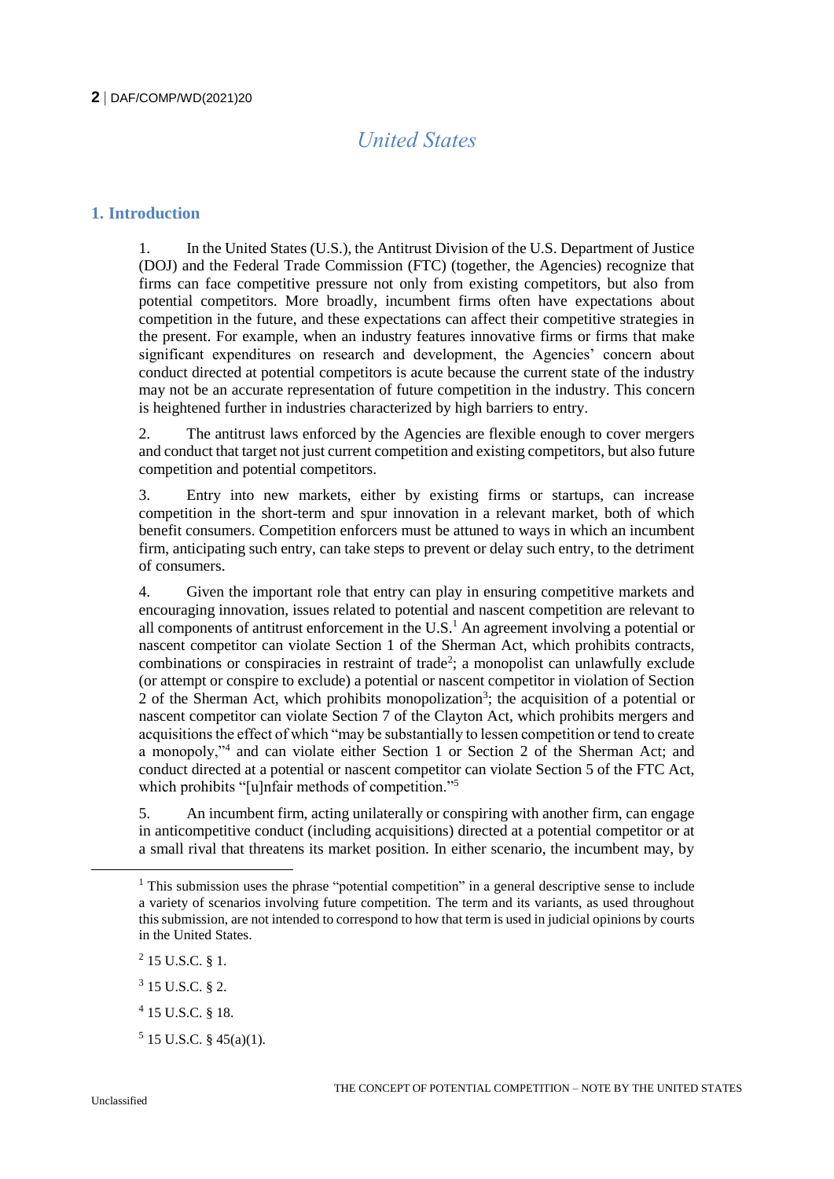# United States

## 1. Introduction

1. In the United States (U.S.), the Antitrust Division of the U.S. Department of Justice (DOJ) and the Federal Trade Commission (FTC) (together, the Agencies) recognize that firms can face competitive pressure not only from existing competitors, but also from potential competitors. More broadly, incumbent firms often have expectations about competition in the future, and these expectations can affect their competitive strategies in the present. For example, when an industry features innovative firms or firms that make significant expenditures on research and development, the Agencies' concern about conduct directed at potential competitors is acute because the current state of the industry may not be an accurate representation of future competition in the industry. This concern is heightened further in industries characterized by high barriers to entry.

2. The antitrust laws enforced by the Agencies are flexible enough to cover mergers and conduct that target not just current competition and existing competitors, but also future competition and potential competitors.

3. Entry into new markets, either by existing firms or startups, can increase competition in the short-term and spur innovation in a relevant market, both of which benefit consumers. Competition enforcers must be attuned to ways in which an incumbent firm, anticipating such entry, can take steps to prevent or delay such entry, to the detriment of consumers.

4. Given the important role that entry can play in ensuring competitive markets and encouraging innovation, issues related to potential and nascent competition are relevant to all components of antitrust enforcement in the U.S.[1] An agreement involving a potential or nascent competitor can violate Section 1 of the Sherman Act, which prohibits contracts, combinations or conspiracies in restraint of trade[2]; a monopolist can unlawfully exclude (or attempt or conspire to exclude) a potential or nascent competitor in violation of Section 2 of the Sherman Act, which prohibits monopolization[3]; the acquisition of a potential or nascent competitor can violate Section 7 of the Clayton Act, which prohibits mergers and acquisitions the effect of which "may be substantially to lessen competition or tend to create a monopoly,"[4] and can violate either Section 1 or Section 2 of the Sherman Act; and conduct directed at a potential or nascent competitor can violate Section 5 of the FTC Act, which prohibits "[u]nfair methods of competition."[5]

5. An incumbent firm, acting unilaterally or conspiring with another firm, can engage in anticompetitive conduct (including acquisitions) directed at a potential competitor or at a small rival that threatens its market position. In either scenario, the incumbent may, by

---

[1] This submission uses the phrase "potential competition" in a general descriptive sense to include a variety of scenarios involving future competition. The term and its variants, as used throughout this submission, are not intended to correspond to how that term is used in judicial opinions by courts in the United States.

[2] 15 U.S.C. § 1.

[3] 15 U.S.C. § 2.

[4] 15 U.S.C. § 18.

[5] 15 U.S.C. § 45(a)(1).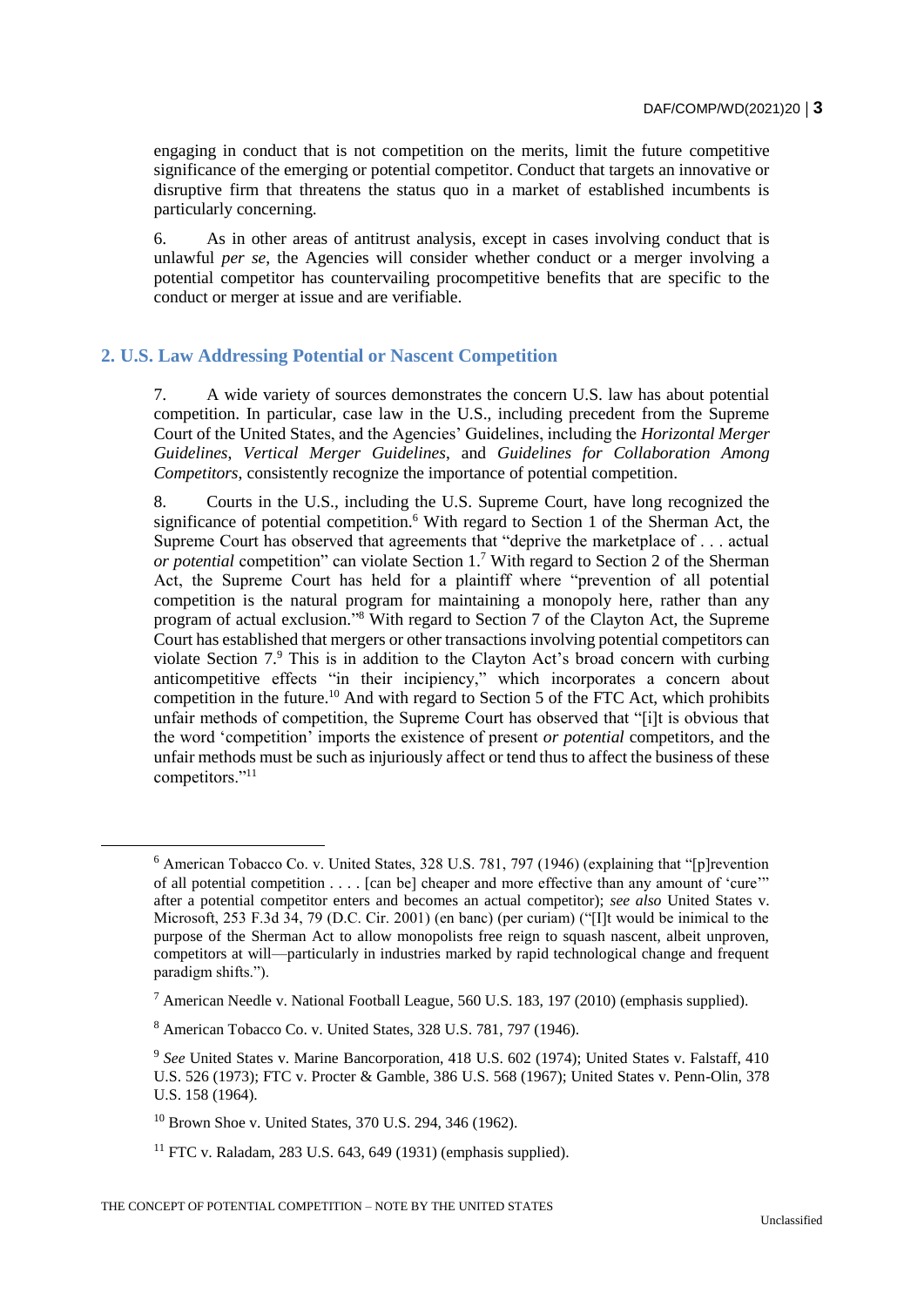engaging in conduct that is not competition on the merits, limit the future competitive significance of the emerging or potential competitor. Conduct that targets an innovative or disruptive firm that threatens the status quo in a market of established incumbents is particularly concerning.

6. As in other areas of antitrust analysis, except in cases involving conduct that is unlawful *per se*, the Agencies will consider whether conduct or a merger involving a potential competitor has countervailing procompetitive benefits that are specific to the conduct or merger at issue and are verifiable.

## 2. U.S. Law Addressing Potential or Nascent Competition

7. A wide variety of sources demonstrates the concern U.S. law has about potential competition. In particular, case law in the U.S., including precedent from the Supreme Court of the United States, and the Agencies' Guidelines, including the *Horizontal Merger Guidelines*, *Vertical Merger Guidelines*, and *Guidelines for Collaboration Among Competitors*, consistently recognize the importance of potential competition.

8. Courts in the U.S., including the U.S. Supreme Court, have long recognized the significance of potential competition.[6] With regard to Section 1 of the Sherman Act, the Supreme Court has observed that agreements that "deprive the marketplace of . . . actual *or potential* competition" can violate Section 1.[7] With regard to Section 2 of the Sherman Act, the Supreme Court has held for a plaintiff where "prevention of all potential competition is the natural program for maintaining a monopoly here, rather than any program of actual exclusion."[8] With regard to Section 7 of the Clayton Act, the Supreme Court has established that mergers or other transactions involving potential competitors can violate Section 7.[9] This is in addition to the Clayton Act's broad concern with curbing anticompetitive effects "in their incipiency," which incorporates a concern about competition in the future.[10] And with regard to Section 5 of the FTC Act, which prohibits unfair methods of competition, the Supreme Court has observed that "[i]t is obvious that the word 'competition' imports the existence of present *or potential* competitors, and the unfair methods must be such as injuriously affect or tend thus to affect the business of these competitors."[11]

---

[6] American Tobacco Co. v. United States, 328 U.S. 781, 797 (1946) (explaining that "[p]revention of all potential competition . . . . [can be] cheaper and more effective than any amount of 'cure'" after a potential competitor enters and becomes an actual competitor); *see also* United States v. Microsoft, 253 F.3d 34, 79 (D.C. Cir. 2001) (en banc) (per curiam) ("[I]t would be inimical to the purpose of the Sherman Act to allow monopolists free reign to squash nascent, albeit unproven, competitors at will—particularly in industries marked by rapid technological change and frequent paradigm shifts.").

[7] American Needle v. National Football League, 560 U.S. 183, 197 (2010) (emphasis supplied).

[8] American Tobacco Co. v. United States, 328 U.S. 781, 797 (1946).

[9] *See* United States v. Marine Bancorporation, 418 U.S. 602 (1974); United States v. Falstaff, 410 U.S. 526 (1973); FTC v. Procter & Gamble, 386 U.S. 568 (1967); United States v. Penn-Olin, 378 U.S. 158 (1964).

[10] Brown Shoe v. United States, 370 U.S. 294, 346 (1962).

[11] FTC v. Raladam, 283 U.S. 643, 649 (1931) (emphasis supplied).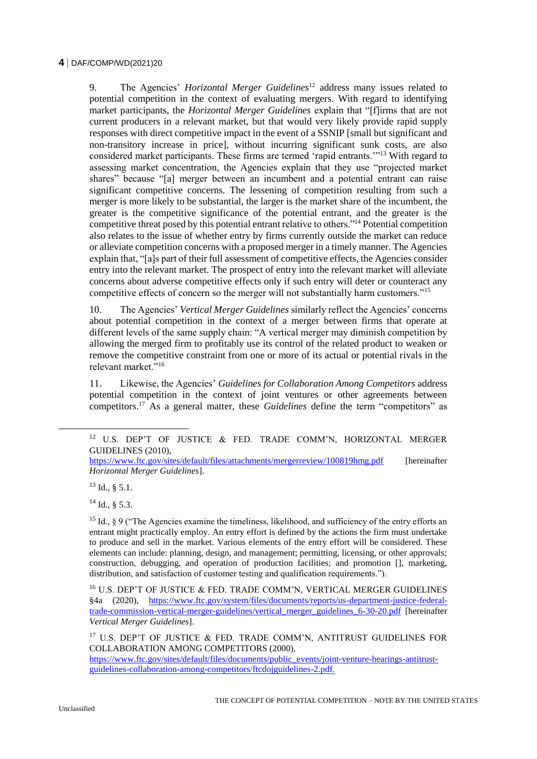9. The Agencies' *Horizontal Merger Guidelines*[12] address many issues related to potential competition in the context of evaluating mergers. With regard to identifying market participants, the *Horizontal Merger Guidelines* explain that "[f]irms that are not current producers in a relevant market, but that would very likely provide rapid supply responses with direct competitive impact in the event of a SSNIP [small but significant and non-transitory increase in price], without incurring significant sunk costs, are also considered market participants. These firms are termed 'rapid entrants.'"[13] With regard to assessing market concentration, the Agencies explain that they use "projected market shares" because "[a] merger between an incumbent and a potential entrant can raise significant competitive concerns. The lessening of competition resulting from such a merger is more likely to be substantial, the larger is the market share of the incumbent, the greater is the competitive significance of the potential entrant, and the greater is the competitive threat posed by this potential entrant relative to others."[14] Potential competition also relates to the issue of whether entry by firms currently outside the market can reduce or alleviate competition concerns with a proposed merger in a timely manner. The Agencies explain that, "[a]s part of their full assessment of competitive effects, the Agencies consider entry into the relevant market. The prospect of entry into the relevant market will alleviate concerns about adverse competitive effects only if such entry will deter or counteract any competitive effects of concern so the merger will not substantially harm customers."[15]

10. The Agencies' *Vertical Merger Guidelines* similarly reflect the Agencies' concerns about potential competition in the context of a merger between firms that operate at different levels of the same supply chain: "A vertical merger may diminish competition by allowing the merged firm to profitably use its control of the related product to weaken or remove the competitive constraint from one or more of its actual or potential rivals in the relevant market."[16]

11. Likewise, the Agencies' *Guidelines for Collaboration Among Competitors* address potential competition in the context of joint ventures or other agreements between competitors.[17] As a general matter, these *Guidelines* define the term "competitors" as

---

[12] U.S. DEP'T OF JUSTICE & FED. TRADE COMM'N, HORIZONTAL MERGER GUIDELINES (2010), https://www.ftc.gov/sites/default/files/attachments/mergerreview/100819hmg.pdf [hereinafter *Horizontal Merger Guidelines*].

[13] Id., § 5.1.

[14] Id., § 5.3.

[15] Id., § 9 ("The Agencies examine the timeliness, likelihood, and sufficiency of the entry efforts an entrant might practically employ. An entry effort is defined by the actions the firm must undertake to produce and sell in the market. Various elements of the entry effort will be considered. These elements can include: planning, design, and management; permitting, licensing, or other approvals; construction, debugging, and operation of production facilities; and promotion [], marketing, distribution, and satisfaction of customer testing and qualification requirements.").

[16] U.S. DEP'T OF JUSTICE & FED. TRADE COMM'N, VERTICAL MERGER GUIDELINES §4a (2020), https://www.ftc.gov/system/files/documents/reports/us-department-justice-federal-trade-commission-vertical-merger-guidelines/vertical_merger_guidelines_6-30-20.pdf [hereinafter *Vertical Merger Guidelines*].

[17] U.S. DEP'T OF JUSTICE & FED. TRADE COMM'N, ANTITRUST GUIDELINES FOR COLLABORATION AMONG COMPETITORS (2000), https://www.ftc.gov/sites/default/files/documents/public_events/joint-venture-hearings-antitrust-guidelines-collaboration-among-competitors/ftcdojguidelines-2.pdf.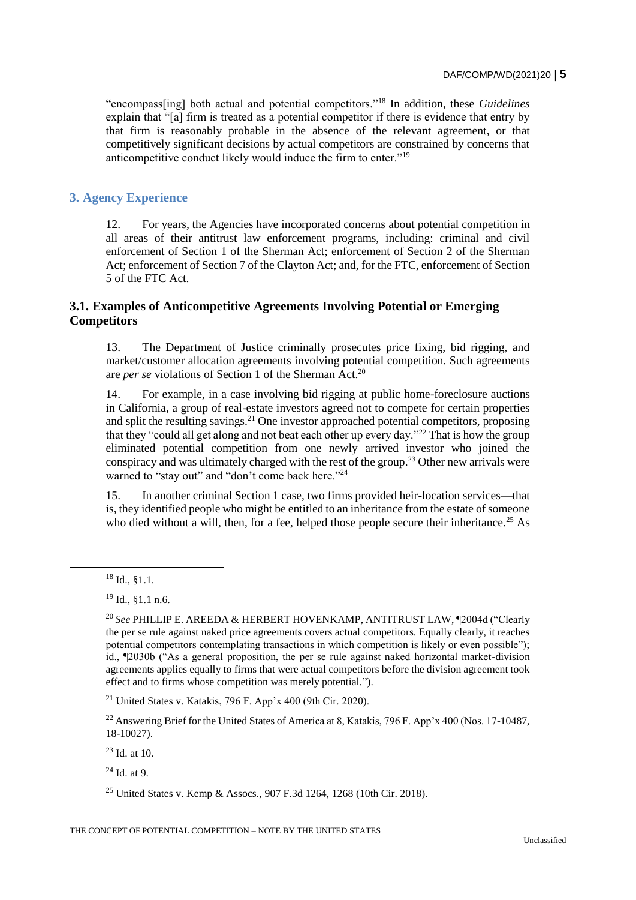"encompass[ing] both actual and potential competitors."[18] In addition, these *Guidelines* explain that "[a] firm is treated as a potential competitor if there is evidence that entry by that firm is reasonably probable in the absence of the relevant agreement, or that competitively significant decisions by actual competitors are constrained by concerns that anticompetitive conduct likely would induce the firm to enter."[19]

## 3. Agency Experience

12. For years, the Agencies have incorporated concerns about potential competition in all areas of their antitrust law enforcement programs, including: criminal and civil enforcement of Section 1 of the Sherman Act; enforcement of Section 2 of the Sherman Act; enforcement of Section 7 of the Clayton Act; and, for the FTC, enforcement of Section 5 of the FTC Act.

### 3.1. Examples of Anticompetitive Agreements Involving Potential or Emerging Competitors

13. The Department of Justice criminally prosecutes price fixing, bid rigging, and market/customer allocation agreements involving potential competition. Such agreements are *per se* violations of Section 1 of the Sherman Act.[20]

14. For example, in a case involving bid rigging at public home-foreclosure auctions in California, a group of real-estate investors agreed not to compete for certain properties and split the resulting savings.[21] One investor approached potential competitors, proposing that they "could all get along and not beat each other up every day."[22] That is how the group eliminated potential competition from one newly arrived investor who joined the conspiracy and was ultimately charged with the rest of the group.[23] Other new arrivals were warned to "stay out" and "don't come back here."[24]

15. In another criminal Section 1 case, two firms provided heir-location services—that is, they identified people who might be entitled to an inheritance from the estate of someone who died without a will, then, for a fee, helped those people secure their inheritance.[25] As

---

[18] Id., §1.1.

[19] Id., §1.1 n.6.

[20] *See* PHILLIP E. AREEDA & HERBERT HOVENKAMP, ANTITRUST LAW, ¶2004d ("Clearly the per se rule against naked price agreements covers actual competitors. Equally clearly, it reaches potential competitors contemplating transactions in which competition is likely or even possible"); id., ¶2030b ("As a general proposition, the per se rule against naked horizontal market-division agreements applies equally to firms that were actual competitors before the division agreement took effect and to firms whose competition was merely potential.").

[21] United States v. Katakis, 796 F. App'x 400 (9th Cir. 2020).

[22] Answering Brief for the United States of America at 8, Katakis, 796 F. App'x 400 (Nos. 17-10487, 18-10027).

[23] Id. at 10.

[24] Id. at 9.

[25] United States v. Kemp & Assocs., 907 F.3d 1264, 1268 (10th Cir. 2018).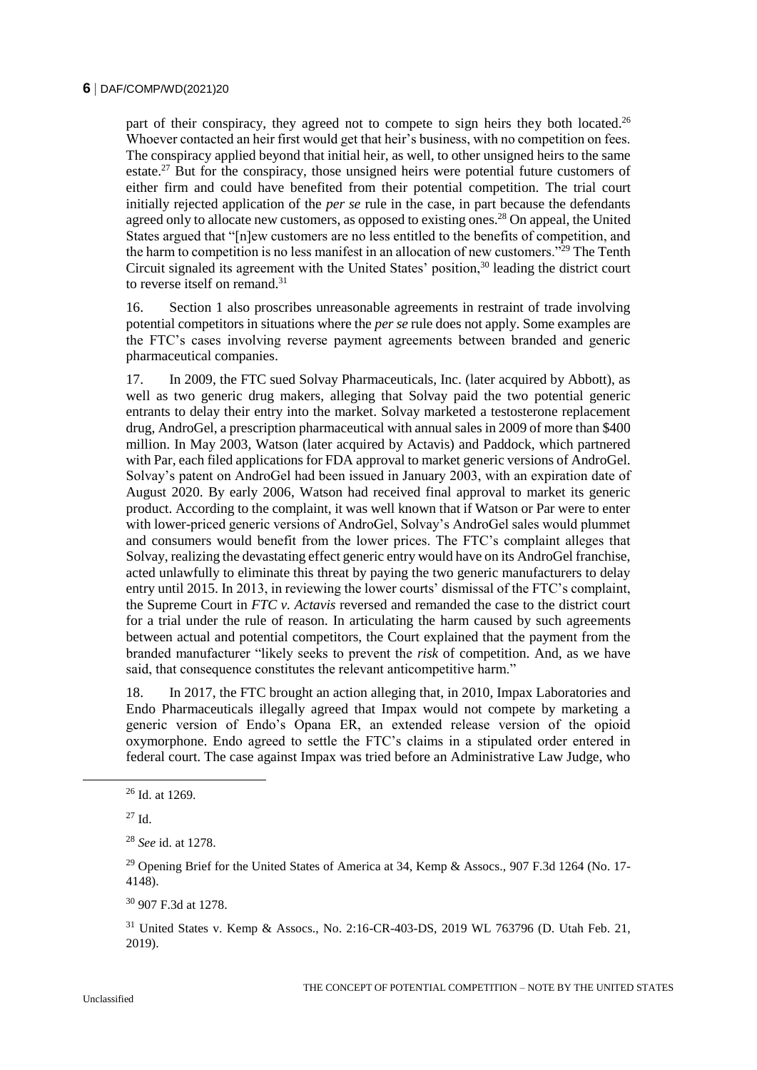part of their conspiracy, they agreed not to compete to sign heirs they both located.[26] Whoever contacted an heir first would get that heir's business, with no competition on fees. The conspiracy applied beyond that initial heir, as well, to other unsigned heirs to the same estate.[27] But for the conspiracy, those unsigned heirs were potential future customers of either firm and could have benefited from their potential competition. The trial court initially rejected application of the *per se* rule in the case, in part because the defendants agreed only to allocate new customers, as opposed to existing ones.[28] On appeal, the United States argued that "[n]ew customers are no less entitled to the benefits of competition, and the harm to competition is no less manifest in an allocation of new customers."[29] The Tenth Circuit signaled its agreement with the United States' position,[30] leading the district court to reverse itself on remand.[31]

16. Section 1 also proscribes unreasonable agreements in restraint of trade involving potential competitors in situations where the *per se* rule does not apply. Some examples are the FTC's cases involving reverse payment agreements between branded and generic pharmaceutical companies.

17. In 2009, the FTC sued Solvay Pharmaceuticals, Inc. (later acquired by Abbott), as well as two generic drug makers, alleging that Solvay paid the two potential generic entrants to delay their entry into the market. Solvay marketed a testosterone replacement drug, AndroGel, a prescription pharmaceutical with annual sales in 2009 of more than $400 million. In May 2003, Watson (later acquired by Actavis) and Paddock, which partnered with Par, each filed applications for FDA approval to market generic versions of AndroGel. Solvay's patent on AndroGel had been issued in January 2003, with an expiration date of August 2020. By early 2006, Watson had received final approval to market its generic product. According to the complaint, it was well known that if Watson or Par were to enter with lower-priced generic versions of AndroGel, Solvay's AndroGel sales would plummet and consumers would benefit from the lower prices. The FTC's complaint alleges that Solvay, realizing the devastating effect generic entry would have on its AndroGel franchise, acted unlawfully to eliminate this threat by paying the two generic manufacturers to delay entry until 2015. In 2013, in reviewing the lower courts' dismissal of the FTC's complaint, the Supreme Court in *FTC v. Actavis* reversed and remanded the case to the district court for a trial under the rule of reason. In articulating the harm caused by such agreements between actual and potential competitors, the Court explained that the payment from the branded manufacturer "likely seeks to prevent the *risk* of competition. And, as we have said, that consequence constitutes the relevant anticompetitive harm."

18. In 2017, the FTC brought an action alleging that, in 2010, Impax Laboratories and Endo Pharmaceuticals illegally agreed that Impax would not compete by marketing a generic version of Endo's Opana ER, an extended release version of the opioid oxymorphone. Endo agreed to settle the FTC's claims in a stipulated order entered in federal court. The case against Impax was tried before an Administrative Law Judge, who

---

[26] Id. at 1269.

[27] Id.

[28] *See* id. at 1278.

[29] Opening Brief for the United States of America at 34, Kemp & Assocs., 907 F.3d 1264 (No. 17-4148).

[30] 907 F.3d at 1278.

[31] United States v. Kemp & Assocs., No. 2:16-CR-403-DS, 2019 WL 763796 (D. Utah Feb. 21, 2019).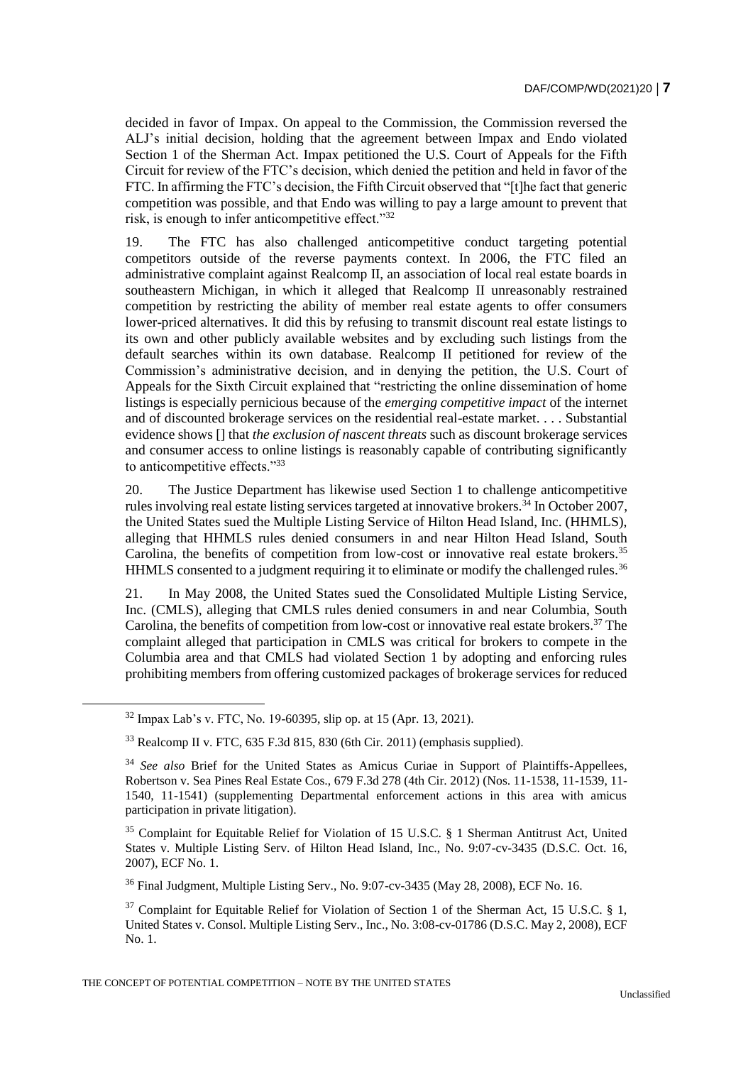decided in favor of Impax. On appeal to the Commission, the Commission reversed the ALJ's initial decision, holding that the agreement between Impax and Endo violated Section 1 of the Sherman Act. Impax petitioned the U.S. Court of Appeals for the Fifth Circuit for review of the FTC's decision, which denied the petition and held in favor of the FTC. In affirming the FTC's decision, the Fifth Circuit observed that "[t]he fact that generic competition was possible, and that Endo was willing to pay a large amount to prevent that risk, is enough to infer anticompetitive effect."[32]

19. The FTC has also challenged anticompetitive conduct targeting potential competitors outside of the reverse payments context. In 2006, the FTC filed an administrative complaint against Realcomp II, an association of local real estate boards in southeastern Michigan, in which it alleged that Realcomp II unreasonably restrained competition by restricting the ability of member real estate agents to offer consumers lower-priced alternatives. It did this by refusing to transmit discount real estate listings to its own and other publicly available websites and by excluding such listings from the default searches within its own database. Realcomp II petitioned for review of the Commission's administrative decision, and in denying the petition, the U.S. Court of Appeals for the Sixth Circuit explained that "restricting the online dissemination of home listings is especially pernicious because of the *emerging competitive impact* of the internet and of discounted brokerage services on the residential real-estate market. . . . Substantial evidence shows [] that *the exclusion of nascent threats* such as discount brokerage services and consumer access to online listings is reasonably capable of contributing significantly to anticompetitive effects."[33]

20. The Justice Department has likewise used Section 1 to challenge anticompetitive rules involving real estate listing services targeted at innovative brokers.[34] In October 2007, the United States sued the Multiple Listing Service of Hilton Head Island, Inc. (HHMLS), alleging that HHMLS rules denied consumers in and near Hilton Head Island, South Carolina, the benefits of competition from low-cost or innovative real estate brokers.[35] HHMLS consented to a judgment requiring it to eliminate or modify the challenged rules.[36]

21. In May 2008, the United States sued the Consolidated Multiple Listing Service, Inc. (CMLS), alleging that CMLS rules denied consumers in and near Columbia, South Carolina, the benefits of competition from low-cost or innovative real estate brokers.[37] The complaint alleged that participation in CMLS was critical for brokers to compete in the Columbia area and that CMLS had violated Section 1 by adopting and enforcing rules prohibiting members from offering customized packages of brokerage services for reduced

---

[32] Impax Lab's v. FTC, No. 19-60395, slip op. at 15 (Apr. 13, 2021).

[33] Realcomp II v. FTC, 635 F.3d 815, 830 (6th Cir. 2011) (emphasis supplied).

[34] *See also* Brief for the United States as Amicus Curiae in Support of Plaintiffs-Appellees, Robertson v. Sea Pines Real Estate Cos., 679 F.3d 278 (4th Cir. 2012) (Nos. 11-1538, 11-1539, 11-1540, 11-1541) (supplementing Departmental enforcement actions in this area with amicus participation in private litigation).

[35] Complaint for Equitable Relief for Violation of 15 U.S.C. § 1 Sherman Antitrust Act, United States v. Multiple Listing Serv. of Hilton Head Island, Inc., No. 9:07-cv-3435 (D.S.C. Oct. 16, 2007), ECF No. 1.

[36] Final Judgment, Multiple Listing Serv., No. 9:07-cv-3435 (May 28, 2008), ECF No. 16.

[37] Complaint for Equitable Relief for Violation of Section 1 of the Sherman Act, 15 U.S.C. § 1, United States v. Consol. Multiple Listing Serv., Inc., No. 3:08-cv-01786 (D.S.C. May 2, 2008), ECF No. 1.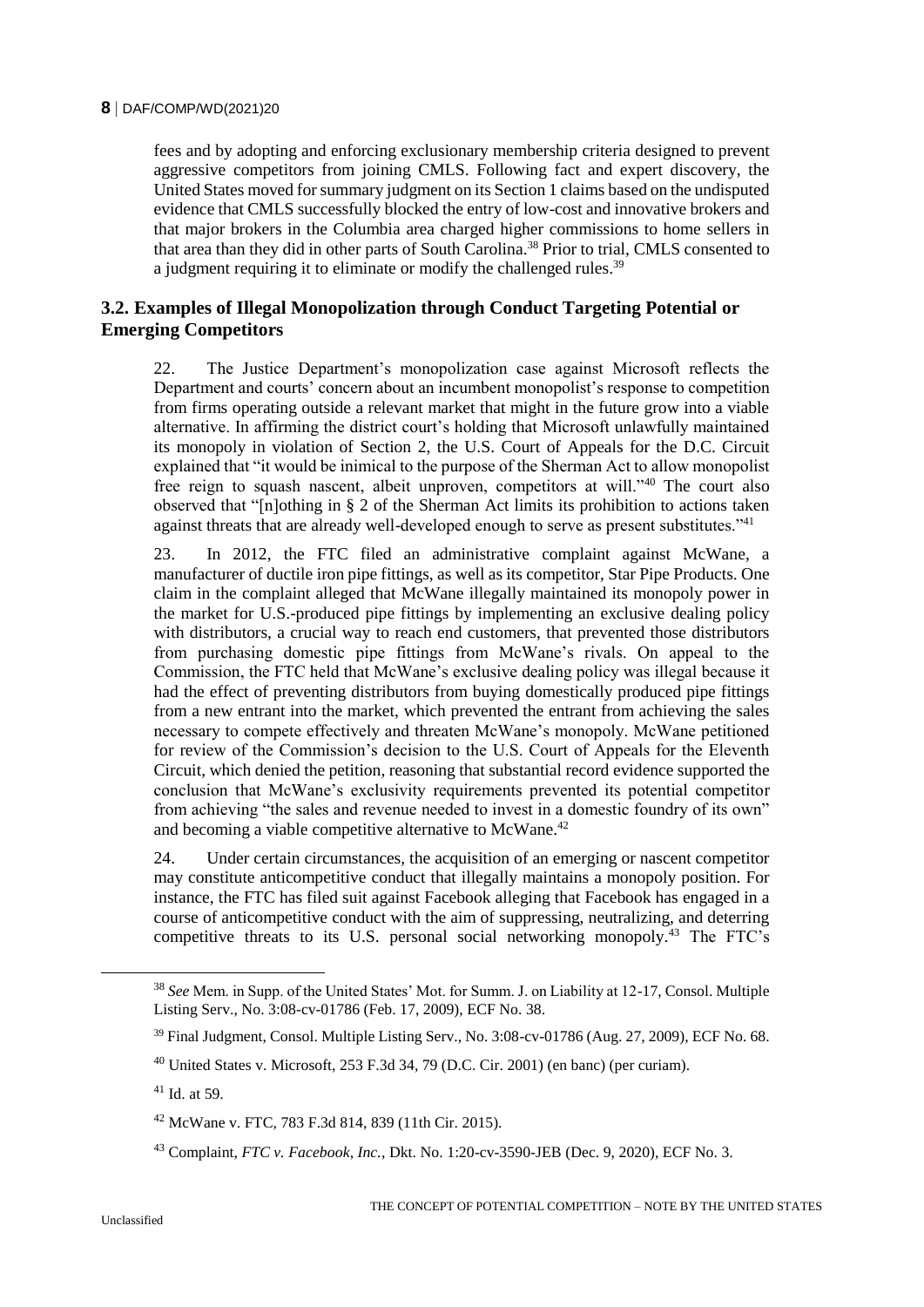fees and by adopting and enforcing exclusionary membership criteria designed to prevent aggressive competitors from joining CMLS. Following fact and expert discovery, the United States moved for summary judgment on its Section 1 claims based on the undisputed evidence that CMLS successfully blocked the entry of low-cost and innovative brokers and that major brokers in the Columbia area charged higher commissions to home sellers in that area than they did in other parts of South Carolina.[38] Prior to trial, CMLS consented to a judgment requiring it to eliminate or modify the challenged rules.[39]

## 3.2. Examples of Illegal Monopolization through Conduct Targeting Potential or Emerging Competitors

22. The Justice Department's monopolization case against Microsoft reflects the Department and courts' concern about an incumbent monopolist's response to competition from firms operating outside a relevant market that might in the future grow into a viable alternative. In affirming the district court's holding that Microsoft unlawfully maintained its monopoly in violation of Section 2, the U.S. Court of Appeals for the D.C. Circuit explained that "it would be inimical to the purpose of the Sherman Act to allow monopolist free reign to squash nascent, albeit unproven, competitors at will."[40] The court also observed that "[n]othing in § 2 of the Sherman Act limits its prohibition to actions taken against threats that are already well-developed enough to serve as present substitutes."[41]

23. In 2012, the FTC filed an administrative complaint against McWane, a manufacturer of ductile iron pipe fittings, as well as its competitor, Star Pipe Products. One claim in the complaint alleged that McWane illegally maintained its monopoly power in the market for U.S.-produced pipe fittings by implementing an exclusive dealing policy with distributors, a crucial way to reach end customers, that prevented those distributors from purchasing domestic pipe fittings from McWane's rivals. On appeal to the Commission, the FTC held that McWane's exclusive dealing policy was illegal because it had the effect of preventing distributors from buying domestically produced pipe fittings from a new entrant into the market, which prevented the entrant from achieving the sales necessary to compete effectively and threaten McWane's monopoly. McWane petitioned for review of the Commission's decision to the U.S. Court of Appeals for the Eleventh Circuit, which denied the petition, reasoning that substantial record evidence supported the conclusion that McWane's exclusivity requirements prevented its potential competitor from achieving "the sales and revenue needed to invest in a domestic foundry of its own" and becoming a viable competitive alternative to McWane.[42]

24. Under certain circumstances, the acquisition of an emerging or nascent competitor may constitute anticompetitive conduct that illegally maintains a monopoly position. For instance, the FTC has filed suit against Facebook alleging that Facebook has engaged in a course of anticompetitive conduct with the aim of suppressing, neutralizing, and deterring competitive threats to its U.S. personal social networking monopoly.[43] The FTC's

---

[38] *See* Mem. in Supp. of the United States' Mot. for Summ. J. on Liability at 12-17, Consol. Multiple Listing Serv., No. 3:08-cv-01786 (Feb. 17, 2009), ECF No. 38.

[39] Final Judgment, Consol. Multiple Listing Serv., No. 3:08-cv-01786 (Aug. 27, 2009), ECF No. 68.

[40] United States v. Microsoft, 253 F.3d 34, 79 (D.C. Cir. 2001) (en banc) (per curiam).

[41] Id. at 59.

[42] McWane v. FTC, 783 F.3d 814, 839 (11th Cir. 2015).

[43] Complaint, *FTC v. Facebook, Inc.*, Dkt. No. 1:20-cv-3590-JEB (Dec. 9, 2020), ECF No. 3.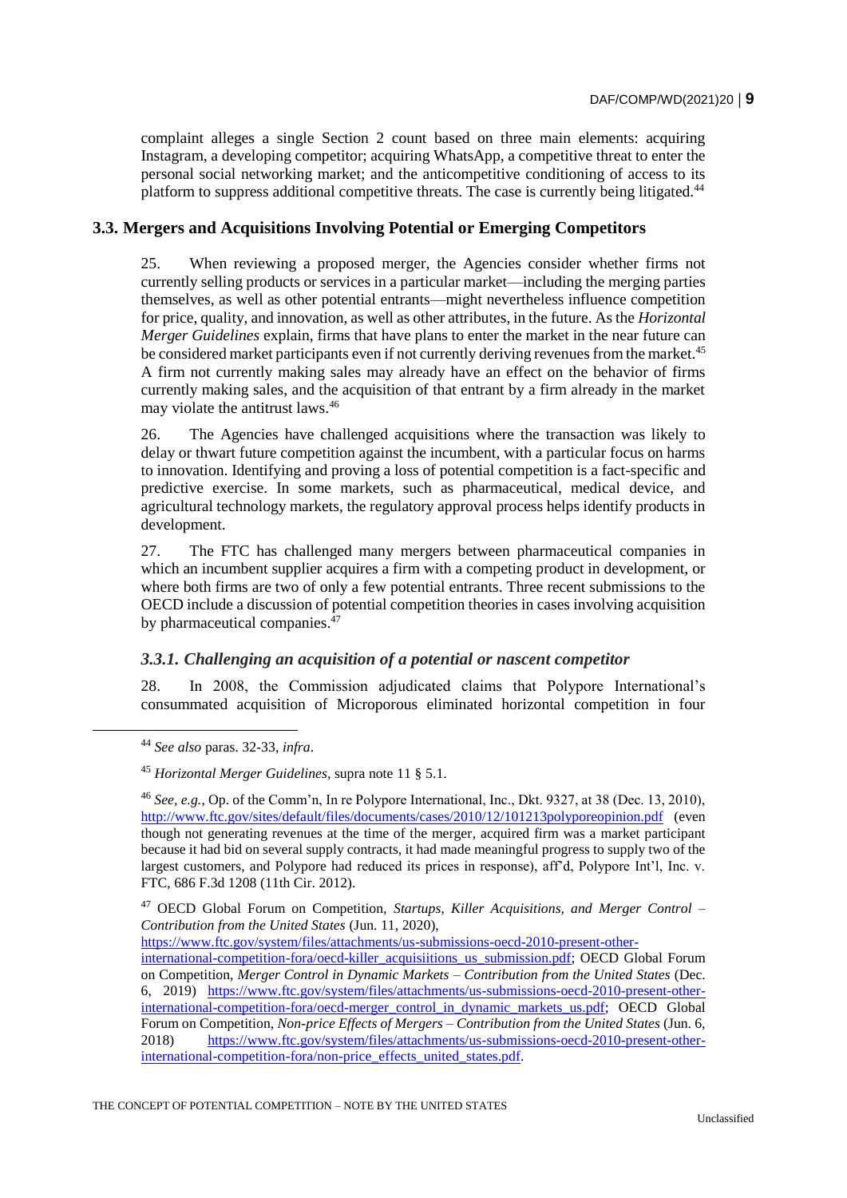complaint alleges a single Section 2 count based on three main elements: acquiring Instagram, a developing competitor; acquiring WhatsApp, a competitive threat to enter the personal social networking market; and the anticompetitive conditioning of access to its platform to suppress additional competitive threats. The case is currently being litigated.[44]

## 3.3. Mergers and Acquisitions Involving Potential or Emerging Competitors

25. When reviewing a proposed merger, the Agencies consider whether firms not currently selling products or services in a particular market—including the merging parties themselves, as well as other potential entrants—might nevertheless influence competition for price, quality, and innovation, as well as other attributes, in the future. As the *Horizontal Merger Guidelines* explain, firms that have plans to enter the market in the near future can be considered market participants even if not currently deriving revenues from the market.[45] A firm not currently making sales may already have an effect on the behavior of firms currently making sales, and the acquisition of that entrant by a firm already in the market may violate the antitrust laws.[46]

26. The Agencies have challenged acquisitions where the transaction was likely to delay or thwart future competition against the incumbent, with a particular focus on harms to innovation. Identifying and proving a loss of potential competition is a fact-specific and predictive exercise. In some markets, such as pharmaceutical, medical device, and agricultural technology markets, the regulatory approval process helps identify products in development.

27. The FTC has challenged many mergers between pharmaceutical companies in which an incumbent supplier acquires a firm with a competing product in development, or where both firms are two of only a few potential entrants. Three recent submissions to the OECD include a discussion of potential competition theories in cases involving acquisition by pharmaceutical companies.[47]

### *3.3.1. Challenging an acquisition of a potential or nascent competitor*

28. In 2008, the Commission adjudicated claims that Polypore International's consummated acquisition of Microporous eliminated horizontal competition in four

---

[44] *See also* paras. 32-33, *infra*.

[45] *Horizontal Merger Guidelines*, supra note 11 § 5.1.

[46] *See, e.g.*, Op. of the Comm'n, In re Polypore International, Inc., Dkt. 9327, at 38 (Dec. 13, 2010), http://www.ftc.gov/sites/default/files/documents/cases/2010/12/101213polyporeopinion.pdf (even though not generating revenues at the time of the merger, acquired firm was a market participant because it had bid on several supply contracts, it had made meaningful progress to supply two of the largest customers, and Polypore had reduced its prices in response), aff'd, Polypore Int'l, Inc. v. FTC, 686 F.3d 1208 (11th Cir. 2012).

[47] OECD Global Forum on Competition, *Startups, Killer Acquisitions, and Merger Control – Contribution from the United States* (Jun. 11, 2020), https://www.ftc.gov/system/files/attachments/us-submissions-oecd-2010-present-other-international-competition-fora/oecd-killer_acquisiitions_us_submission.pdf; OECD Global Forum on Competition, *Merger Control in Dynamic Markets – Contribution from the United States* (Dec. 6, 2019) https://www.ftc.gov/system/files/attachments/us-submissions-oecd-2010-present-other-international-competition-fora/oecd-merger_control_in_dynamic_markets_us.pdf; OECD Global Forum on Competition, *Non-price Effects of Mergers – Contribution from the United States* (Jun. 6, 2018) https://www.ftc.gov/system/files/attachments/us-submissions-oecd-2010-present-other-international-competition-fora/non-price_effects_united_states.pdf.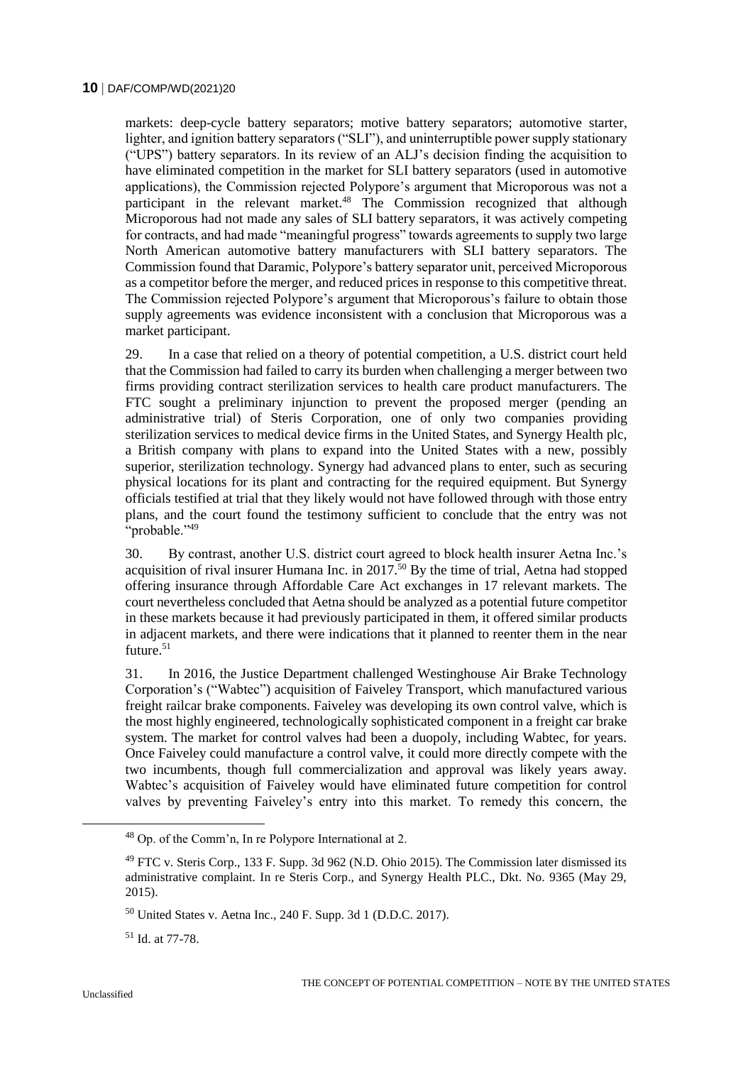markets: deep-cycle battery separators; motive battery separators; automotive starter, lighter, and ignition battery separators ("SLI"), and uninterruptible power supply stationary ("UPS") battery separators. In its review of an ALJ's decision finding the acquisition to have eliminated competition in the market for SLI battery separators (used in automotive applications), the Commission rejected Polypore's argument that Microporous was not a participant in the relevant market.[48] The Commission recognized that although Microporous had not made any sales of SLI battery separators, it was actively competing for contracts, and had made "meaningful progress" towards agreements to supply two large North American automotive battery manufacturers with SLI battery separators. The Commission found that Daramic, Polypore's battery separator unit, perceived Microporous as a competitor before the merger, and reduced prices in response to this competitive threat. The Commission rejected Polypore's argument that Microporous's failure to obtain those supply agreements was evidence inconsistent with a conclusion that Microporous was a market participant.

29. In a case that relied on a theory of potential competition, a U.S. district court held that the Commission had failed to carry its burden when challenging a merger between two firms providing contract sterilization services to health care product manufacturers. The FTC sought a preliminary injunction to prevent the proposed merger (pending an administrative trial) of Steris Corporation, one of only two companies providing sterilization services to medical device firms in the United States, and Synergy Health plc, a British company with plans to expand into the United States with a new, possibly superior, sterilization technology. Synergy had advanced plans to enter, such as securing physical locations for its plant and contracting for the required equipment. But Synergy officials testified at trial that they likely would not have followed through with those entry plans, and the court found the testimony sufficient to conclude that the entry was not "probable."[49]

30. By contrast, another U.S. district court agreed to block health insurer Aetna Inc.'s acquisition of rival insurer Humana Inc. in 2017.[50] By the time of trial, Aetna had stopped offering insurance through Affordable Care Act exchanges in 17 relevant markets. The court nevertheless concluded that Aetna should be analyzed as a potential future competitor in these markets because it had previously participated in them, it offered similar products in adjacent markets, and there were indications that it planned to reenter them in the near future.[51]

31. In 2016, the Justice Department challenged Westinghouse Air Brake Technology Corporation's ("Wabtec") acquisition of Faiveley Transport, which manufactured various freight railcar brake components. Faiveley was developing its own control valve, which is the most highly engineered, technologically sophisticated component in a freight car brake system. The market for control valves had been a duopoly, including Wabtec, for years. Once Faiveley could manufacture a control valve, it could more directly compete with the two incumbents, though full commercialization and approval was likely years away. Wabtec's acquisition of Faiveley would have eliminated future competition for control valves by preventing Faiveley's entry into this market. To remedy this concern, the

---

[48] Op. of the Comm'n, In re Polypore International at 2.

[49] FTC v. Steris Corp., 133 F. Supp. 3d 962 (N.D. Ohio 2015). The Commission later dismissed its administrative complaint. In re Steris Corp., and Synergy Health PLC., Dkt. No. 9365 (May 29, 2015).

[50] United States v. Aetna Inc., 240 F. Supp. 3d 1 (D.D.C. 2017).

[51] Id. at 77-78.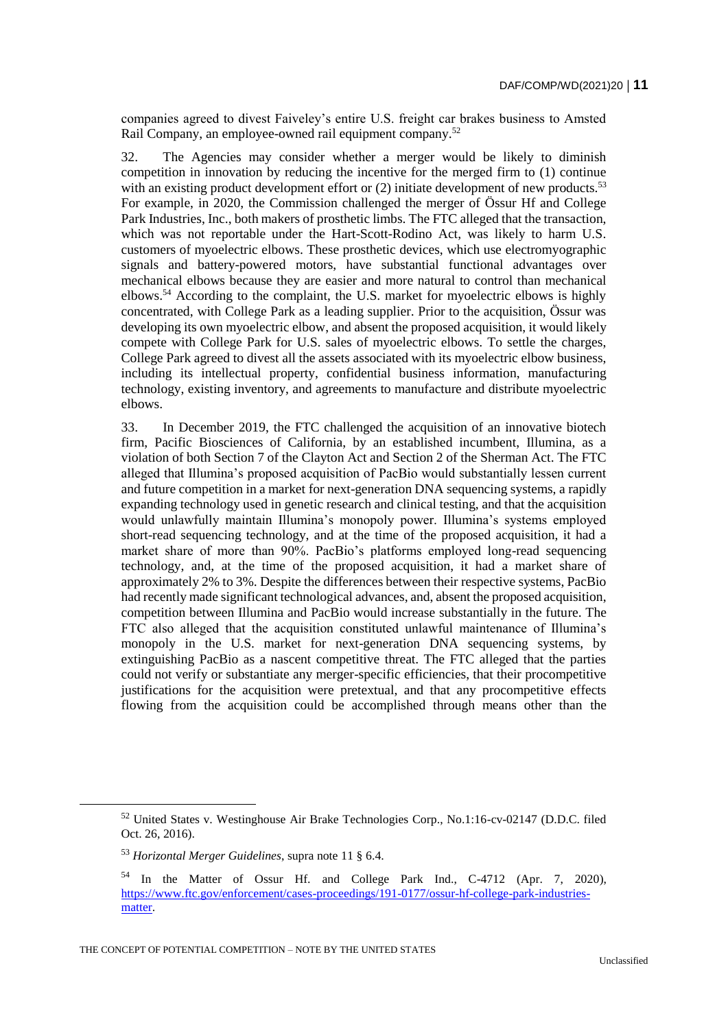companies agreed to divest Faiveley's entire U.S. freight car brakes business to Amsted Rail Company, an employee-owned rail equipment company.[52]

32. The Agencies may consider whether a merger would be likely to diminish competition in innovation by reducing the incentive for the merged firm to (1) continue with an existing product development effort or (2) initiate development of new products.[53] For example, in 2020, the Commission challenged the merger of Össur Hf and College Park Industries, Inc., both makers of prosthetic limbs. The FTC alleged that the transaction, which was not reportable under the Hart-Scott-Rodino Act, was likely to harm U.S. customers of myoelectric elbows. These prosthetic devices, which use electromyographic signals and battery-powered motors, have substantial functional advantages over mechanical elbows because they are easier and more natural to control than mechanical elbows.[54] According to the complaint, the U.S. market for myoelectric elbows is highly concentrated, with College Park as a leading supplier. Prior to the acquisition, Össur was developing its own myoelectric elbow, and absent the proposed acquisition, it would likely compete with College Park for U.S. sales of myoelectric elbows. To settle the charges, College Park agreed to divest all the assets associated with its myoelectric elbow business, including its intellectual property, confidential business information, manufacturing technology, existing inventory, and agreements to manufacture and distribute myoelectric elbows.

33. In December 2019, the FTC challenged the acquisition of an innovative biotech firm, Pacific Biosciences of California, by an established incumbent, Illumina, as a violation of both Section 7 of the Clayton Act and Section 2 of the Sherman Act. The FTC alleged that Illumina's proposed acquisition of PacBio would substantially lessen current and future competition in a market for next-generation DNA sequencing systems, a rapidly expanding technology used in genetic research and clinical testing, and that the acquisition would unlawfully maintain Illumina's monopoly power. Illumina's systems employed short-read sequencing technology, and at the time of the proposed acquisition, it had a market share of more than 90%. PacBio's platforms employed long-read sequencing technology, and, at the time of the proposed acquisition, it had a market share of approximately 2% to 3%. Despite the differences between their respective systems, PacBio had recently made significant technological advances, and, absent the proposed acquisition, competition between Illumina and PacBio would increase substantially in the future. The FTC also alleged that the acquisition constituted unlawful maintenance of Illumina's monopoly in the U.S. market for next-generation DNA sequencing systems, by extinguishing PacBio as a nascent competitive threat. The FTC alleged that the parties could not verify or substantiate any merger-specific efficiencies, that their procompetitive justifications for the acquisition were pretextual, and that any procompetitive effects flowing from the acquisition could be accomplished through means other than the

---

[52] United States v. Westinghouse Air Brake Technologies Corp., No.1:16-cv-02147 (D.D.C. filed Oct. 26, 2016).

[53] *Horizontal Merger Guidelines*, supra note 11 § 6.4.

[54] In the Matter of Ossur Hf. and College Park Ind., C-4712 (Apr. 7, 2020), https://www.ftc.gov/enforcement/cases-proceedings/191-0177/ossur-hf-college-park-industries-matter.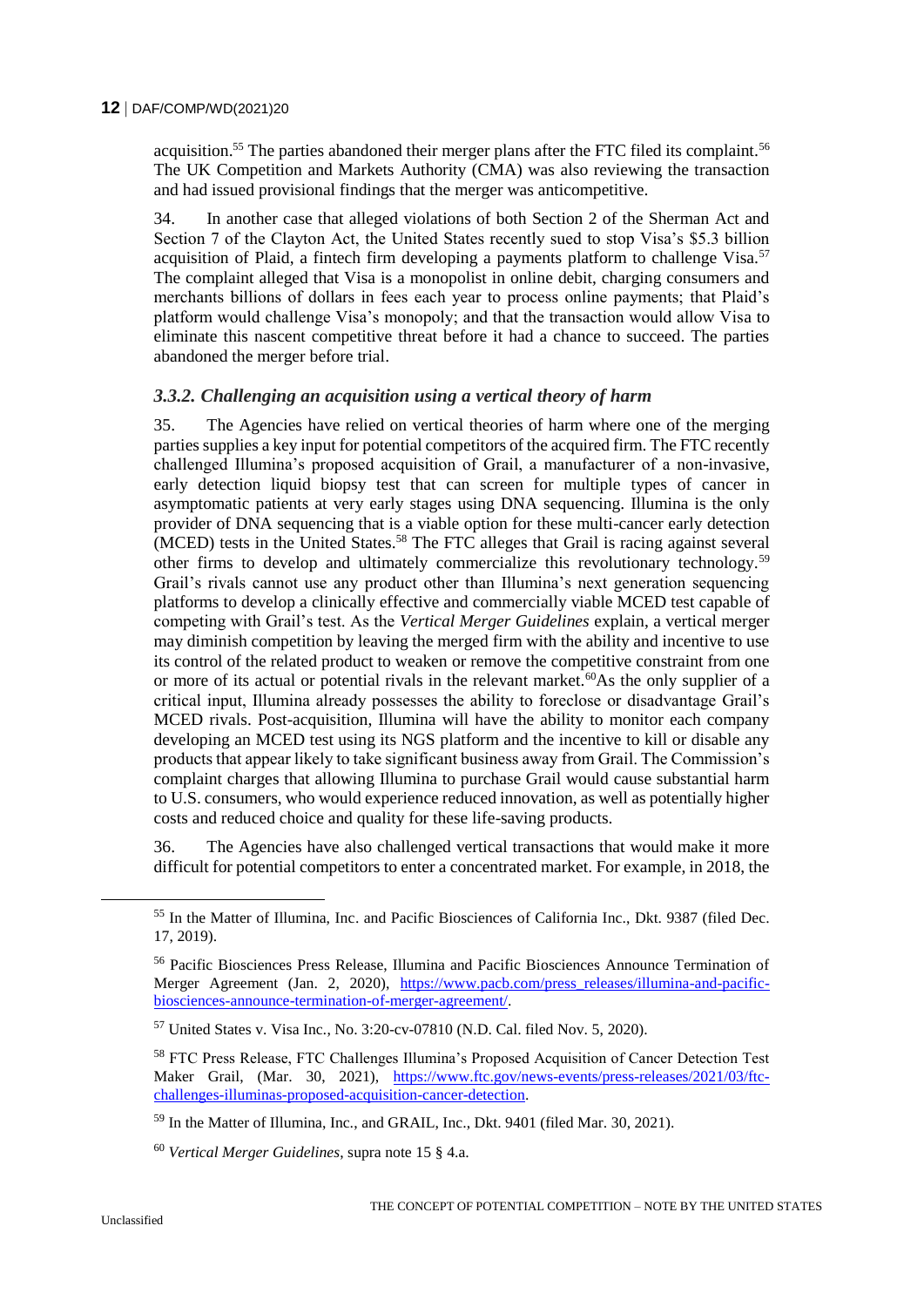acquisition.[55] The parties abandoned their merger plans after the FTC filed its complaint.[56] The UK Competition and Markets Authority (CMA) was also reviewing the transaction and had issued provisional findings that the merger was anticompetitive.

34. In another case that alleged violations of both Section 2 of the Sherman Act and Section 7 of the Clayton Act, the United States recently sued to stop Visa's $5.3 billion acquisition of Plaid, a fintech firm developing a payments platform to challenge Visa.[57] The complaint alleged that Visa is a monopolist in online debit, charging consumers and merchants billions of dollars in fees each year to process online payments; that Plaid's platform would challenge Visa's monopoly; and that the transaction would allow Visa to eliminate this nascent competitive threat before it had a chance to succeed. The parties abandoned the merger before trial.

### *3.3.2. Challenging an acquisition using a vertical theory of harm*

35. The Agencies have relied on vertical theories of harm where one of the merging parties supplies a key input for potential competitors of the acquired firm. The FTC recently challenged Illumina's proposed acquisition of Grail, a manufacturer of a non-invasive, early detection liquid biopsy test that can screen for multiple types of cancer in asymptomatic patients at very early stages using DNA sequencing. Illumina is the only provider of DNA sequencing that is a viable option for these multi-cancer early detection (MCED) tests in the United States.[58] The FTC alleges that Grail is racing against several other firms to develop and ultimately commercialize this revolutionary technology.[59] Grail's rivals cannot use any product other than Illumina's next generation sequencing platforms to develop a clinically effective and commercially viable MCED test capable of competing with Grail's test. As the *Vertical Merger Guidelines* explain, a vertical merger may diminish competition by leaving the merged firm with the ability and incentive to use its control of the related product to weaken or remove the competitive constraint from one or more of its actual or potential rivals in the relevant market.[60] As the only supplier of a critical input, Illumina already possesses the ability to foreclose or disadvantage Grail's MCED rivals. Post-acquisition, Illumina will have the ability to monitor each company developing an MCED test using its NGS platform and the incentive to kill or disable any products that appear likely to take significant business away from Grail. The Commission's complaint charges that allowing Illumina to purchase Grail would cause substantial harm to U.S. consumers, who would experience reduced innovation, as well as potentially higher costs and reduced choice and quality for these life-saving products.

36. The Agencies have also challenged vertical transactions that would make it more difficult for potential competitors to enter a concentrated market. For example, in 2018, the

---

[55] In the Matter of Illumina, Inc. and Pacific Biosciences of California Inc., Dkt. 9387 (filed Dec. 17, 2019).

[56] Pacific Biosciences Press Release, Illumina and Pacific Biosciences Announce Termination of Merger Agreement (Jan. 2, 2020), https://www.pacb.com/press_releases/illumina-and-pacific-biosciences-announce-termination-of-merger-agreement/.

[57] United States v. Visa Inc., No. 3:20-cv-07810 (N.D. Cal. filed Nov. 5, 2020).

[58] FTC Press Release, FTC Challenges Illumina's Proposed Acquisition of Cancer Detection Test Maker Grail, (Mar. 30, 2021), https://www.ftc.gov/news-events/press-releases/2021/03/ftc-challenges-illuminas-proposed-acquisition-cancer-detection.

[59] In the Matter of Illumina, Inc., and GRAIL, Inc., Dkt. 9401 (filed Mar. 30, 2021).

[60] *Vertical Merger Guidelines*, supra note 15 § 4.a.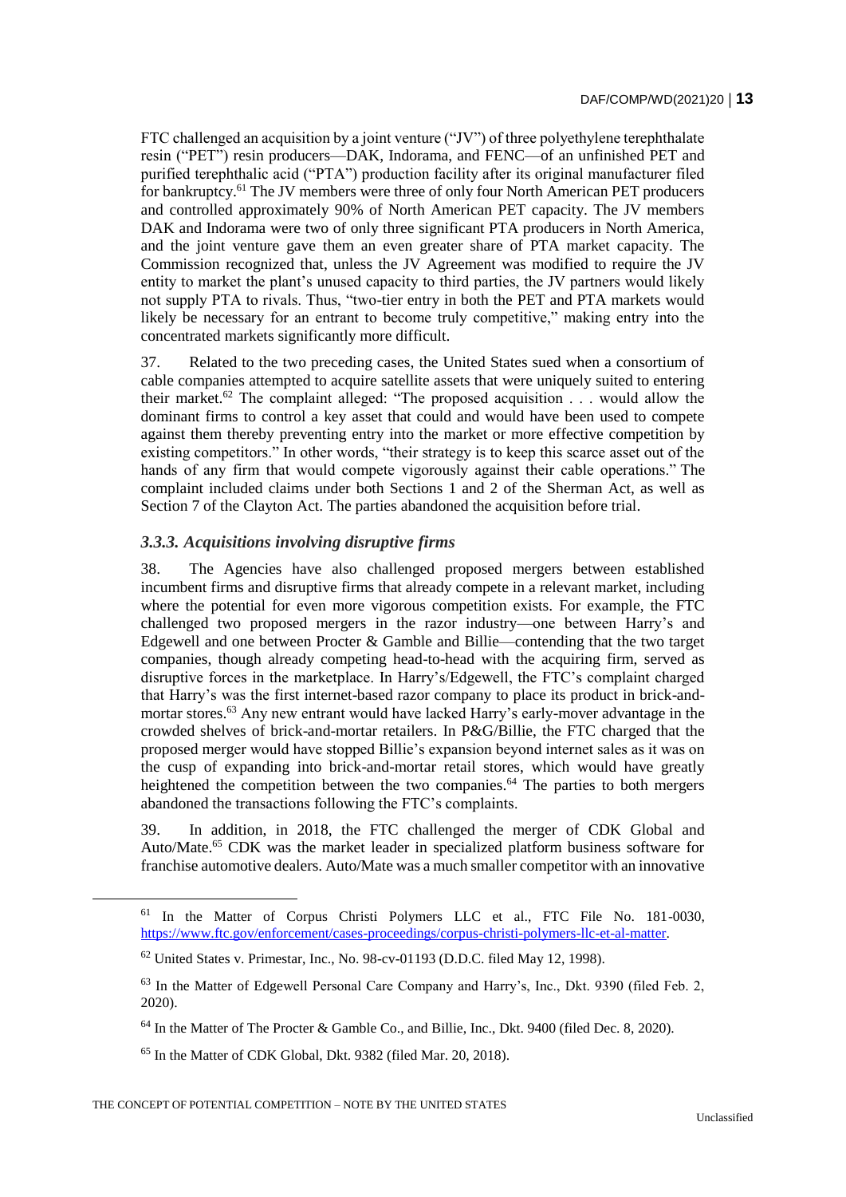FTC challenged an acquisition by a joint venture ("JV") of three polyethylene terephthalate resin ("PET") resin producers—DAK, Indorama, and FENC—of an unfinished PET and purified terephthalic acid ("PTA") production facility after its original manufacturer filed for bankruptcy.[61] The JV members were three of only four North American PET producers and controlled approximately 90% of North American PET capacity. The JV members DAK and Indorama were two of only three significant PTA producers in North America, and the joint venture gave them an even greater share of PTA market capacity. The Commission recognized that, unless the JV Agreement was modified to require the JV entity to market the plant's unused capacity to third parties, the JV partners would likely not supply PTA to rivals. Thus, "two-tier entry in both the PET and PTA markets would likely be necessary for an entrant to become truly competitive," making entry into the concentrated markets significantly more difficult.

37. Related to the two preceding cases, the United States sued when a consortium of cable companies attempted to acquire satellite assets that were uniquely suited to entering their market.[62] The complaint alleged: "The proposed acquisition . . . would allow the dominant firms to control a key asset that could and would have been used to compete against them thereby preventing entry into the market or more effective competition by existing competitors." In other words, "their strategy is to keep this scarce asset out of the hands of any firm that would compete vigorously against their cable operations." The complaint included claims under both Sections 1 and 2 of the Sherman Act, as well as Section 7 of the Clayton Act. The parties abandoned the acquisition before trial.

### *3.3.3. Acquisitions involving disruptive firms*

38. The Agencies have also challenged proposed mergers between established incumbent firms and disruptive firms that already compete in a relevant market, including where the potential for even more vigorous competition exists. For example, the FTC challenged two proposed mergers in the razor industry—one between Harry's and Edgewell and one between Procter & Gamble and Billie—contending that the two target companies, though already competing head-to-head with the acquiring firm, served as disruptive forces in the marketplace. In Harry's/Edgewell, the FTC's complaint charged that Harry's was the first internet-based razor company to place its product in brick-and-mortar stores.[63] Any new entrant would have lacked Harry's early-mover advantage in the crowded shelves of brick-and-mortar retailers. In P&G/Billie, the FTC charged that the proposed merger would have stopped Billie's expansion beyond internet sales as it was on the cusp of expanding into brick-and-mortar retail stores, which would have greatly heightened the competition between the two companies.[64] The parties to both mergers abandoned the transactions following the FTC's complaints.

39. In addition, in 2018, the FTC challenged the merger of CDK Global and Auto/Mate.[65] CDK was the market leader in specialized platform business software for franchise automotive dealers. Auto/Mate was a much smaller competitor with an innovative

---

[61] In the Matter of Corpus Christi Polymers LLC et al., FTC File No. 181-0030, https://www.ftc.gov/enforcement/cases-proceedings/corpus-christi-polymers-llc-et-al-matter.

[62] United States v. Primestar, Inc., No. 98-cv-01193 (D.D.C. filed May 12, 1998).

[63] In the Matter of Edgewell Personal Care Company and Harry's, Inc., Dkt. 9390 (filed Feb. 2, 2020).

[64] In the Matter of The Procter & Gamble Co., and Billie, Inc., Dkt. 9400 (filed Dec. 8, 2020).

[65] In the Matter of CDK Global, Dkt. 9382 (filed Mar. 20, 2018).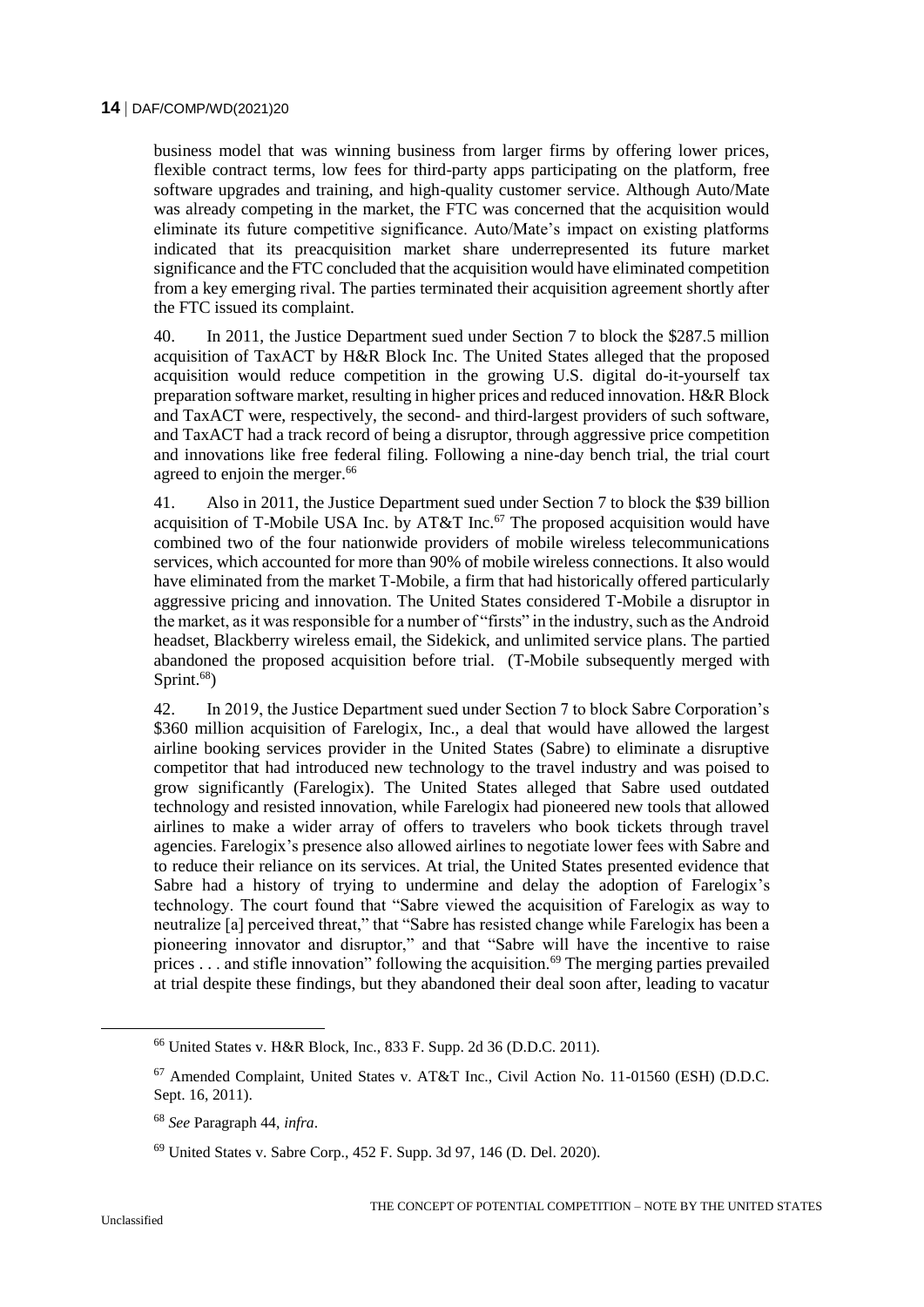business model that was winning business from larger firms by offering lower prices, flexible contract terms, low fees for third-party apps participating on the platform, free software upgrades and training, and high-quality customer service. Although Auto/Mate was already competing in the market, the FTC was concerned that the acquisition would eliminate its future competitive significance. Auto/Mate's impact on existing platforms indicated that its preacquisition market share underrepresented its future market significance and the FTC concluded that the acquisition would have eliminated competition from a key emerging rival. The parties terminated their acquisition agreement shortly after the FTC issued its complaint.

40. In 2011, the Justice Department sued under Section 7 to block the $287.5 million acquisition of TaxACT by H&R Block Inc. The United States alleged that the proposed acquisition would reduce competition in the growing U.S. digital do-it-yourself tax preparation software market, resulting in higher prices and reduced innovation. H&R Block and TaxACT were, respectively, the second- and third-largest providers of such software, and TaxACT had a track record of being a disruptor, through aggressive price competition and innovations like free federal filing. Following a nine-day bench trial, the trial court agreed to enjoin the merger.[66]

41. Also in 2011, the Justice Department sued under Section 7 to block the $39 billion acquisition of T-Mobile USA Inc. by AT&T Inc.[67] The proposed acquisition would have combined two of the four nationwide providers of mobile wireless telecommunications services, which accounted for more than 90% of mobile wireless connections. It also would have eliminated from the market T-Mobile, a firm that had historically offered particularly aggressive pricing and innovation. The United States considered T-Mobile a disruptor in the market, as it was responsible for a number of "firsts" in the industry, such as the Android headset, Blackberry wireless email, the Sidekick, and unlimited service plans. The partied abandoned the proposed acquisition before trial. (T-Mobile subsequently merged with Sprint.[68])

42. In 2019, the Justice Department sued under Section 7 to block Sabre Corporation's $360 million acquisition of Farelogix, Inc., a deal that would have allowed the largest airline booking services provider in the United States (Sabre) to eliminate a disruptive competitor that had introduced new technology to the travel industry and was poised to grow significantly (Farelogix). The United States alleged that Sabre used outdated technology and resisted innovation, while Farelogix had pioneered new tools that allowed airlines to make a wider array of offers to travelers who book tickets through travel agencies. Farelogix's presence also allowed airlines to negotiate lower fees with Sabre and to reduce their reliance on its services. At trial, the United States presented evidence that Sabre had a history of trying to undermine and delay the adoption of Farelogix's technology. The court found that "Sabre viewed the acquisition of Farelogix as way to neutralize [a] perceived threat," that "Sabre has resisted change while Farelogix has been a pioneering innovator and disruptor," and that "Sabre will have the incentive to raise prices . . . and stifle innovation" following the acquisition.[69] The merging parties prevailed at trial despite these findings, but they abandoned their deal soon after, leading to vacatur

---

[66] United States v. H&R Block, Inc., 833 F. Supp. 2d 36 (D.D.C. 2011).

[67] Amended Complaint, United States v. AT&T Inc., Civil Action No. 11-01560 (ESH) (D.D.C. Sept. 16, 2011).

[68] *See* Paragraph 44, *infra*.

[69] United States v. Sabre Corp., 452 F. Supp. 3d 97, 146 (D. Del. 2020).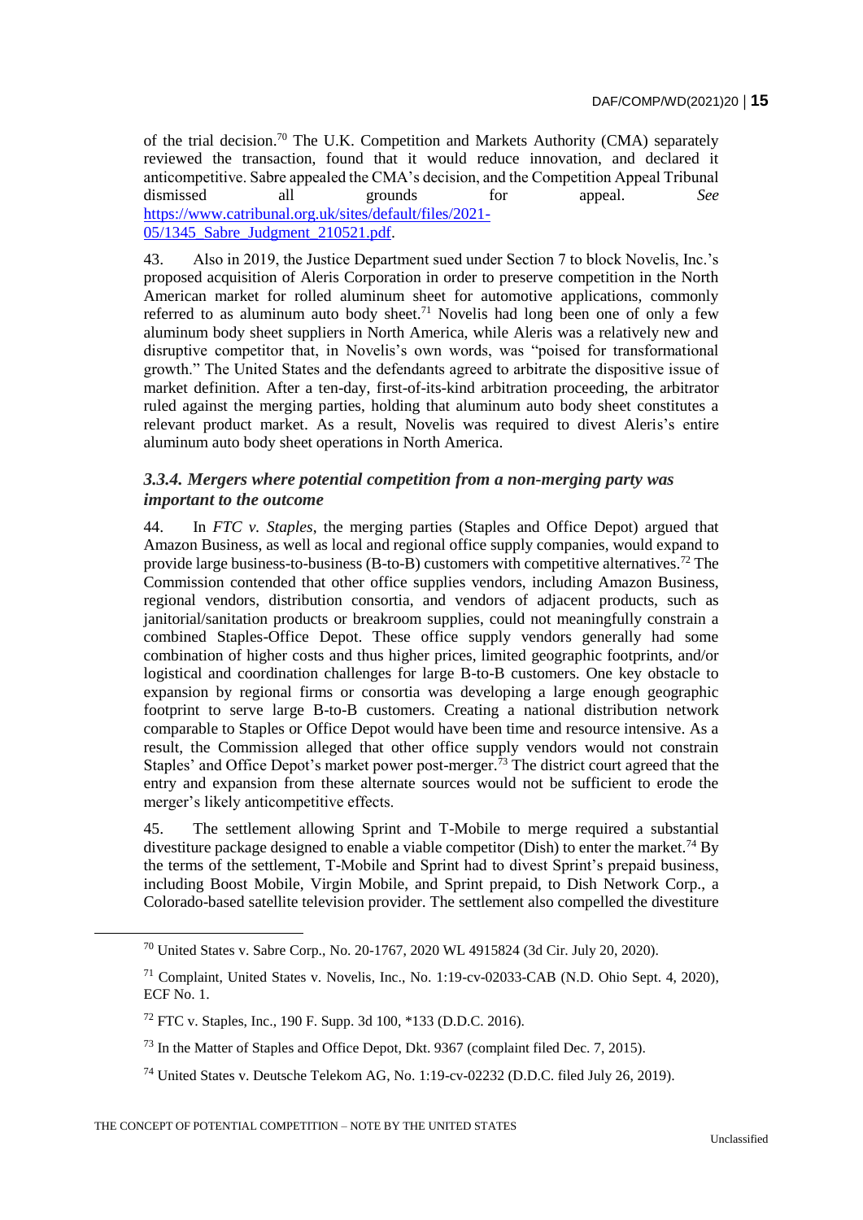of the trial decision.[70] The U.K. Competition and Markets Authority (CMA) separately reviewed the transaction, found that it would reduce innovation, and declared it anticompetitive. Sabre appealed the CMA's decision, and the Competition Appeal Tribunal dismissed all grounds for appeal. *See* https://www.catribunal.org.uk/sites/default/files/2021-05/1345_Sabre_Judgment_210521.pdf.

43. Also in 2019, the Justice Department sued under Section 7 to block Novelis, Inc.'s proposed acquisition of Aleris Corporation in order to preserve competition in the North American market for rolled aluminum sheet for automotive applications, commonly referred to as aluminum auto body sheet.[71] Novelis had long been one of only a few aluminum body sheet suppliers in North America, while Aleris was a relatively new and disruptive competitor that, in Novelis's own words, was "poised for transformational growth." The United States and the defendants agreed to arbitrate the dispositive issue of market definition. After a ten-day, first-of-its-kind arbitration proceeding, the arbitrator ruled against the merging parties, holding that aluminum auto body sheet constitutes a relevant product market. As a result, Novelis was required to divest Aleris's entire aluminum auto body sheet operations in North America.

### *3.3.4. Mergers where potential competition from a non-merging party was important to the outcome*

44. In *FTC v. Staples*, the merging parties (Staples and Office Depot) argued that Amazon Business, as well as local and regional office supply companies, would expand to provide large business-to-business (B-to-B) customers with competitive alternatives.[72] The Commission contended that other office supplies vendors, including Amazon Business, regional vendors, distribution consortia, and vendors of adjacent products, such as janitorial/sanitation products or breakroom supplies, could not meaningfully constrain a combined Staples-Office Depot. These office supply vendors generally had some combination of higher costs and thus higher prices, limited geographic footprints, and/or logistical and coordination challenges for large B-to-B customers. One key obstacle to expansion by regional firms or consortia was developing a large enough geographic footprint to serve large B-to-B customers. Creating a national distribution network comparable to Staples or Office Depot would have been time and resource intensive. As a result, the Commission alleged that other office supply vendors would not constrain Staples' and Office Depot's market power post-merger.[73] The district court agreed that the entry and expansion from these alternate sources would not be sufficient to erode the merger's likely anticompetitive effects.

45. The settlement allowing Sprint and T-Mobile to merge required a substantial divestiture package designed to enable a viable competitor (Dish) to enter the market.[74] By the terms of the settlement, T-Mobile and Sprint had to divest Sprint's prepaid business, including Boost Mobile, Virgin Mobile, and Sprint prepaid, to Dish Network Corp., a Colorado-based satellite television provider. The settlement also compelled the divestiture

---

[70] United States v. Sabre Corp., No. 20-1767, 2020 WL 4915824 (3d Cir. July 20, 2020).

[71] Complaint, United States v. Novelis, Inc., No. 1:19-cv-02033-CAB (N.D. Ohio Sept. 4, 2020), ECF No. 1.

[72] FTC v. Staples, Inc., 190 F. Supp. 3d 100, *133 (D.D.C. 2016).

[73] In the Matter of Staples and Office Depot, Dkt. 9367 (complaint filed Dec. 7, 2015).

[74] United States v. Deutsche Telekom AG, No. 1:19-cv-02232 (D.D.C. filed July 26, 2019).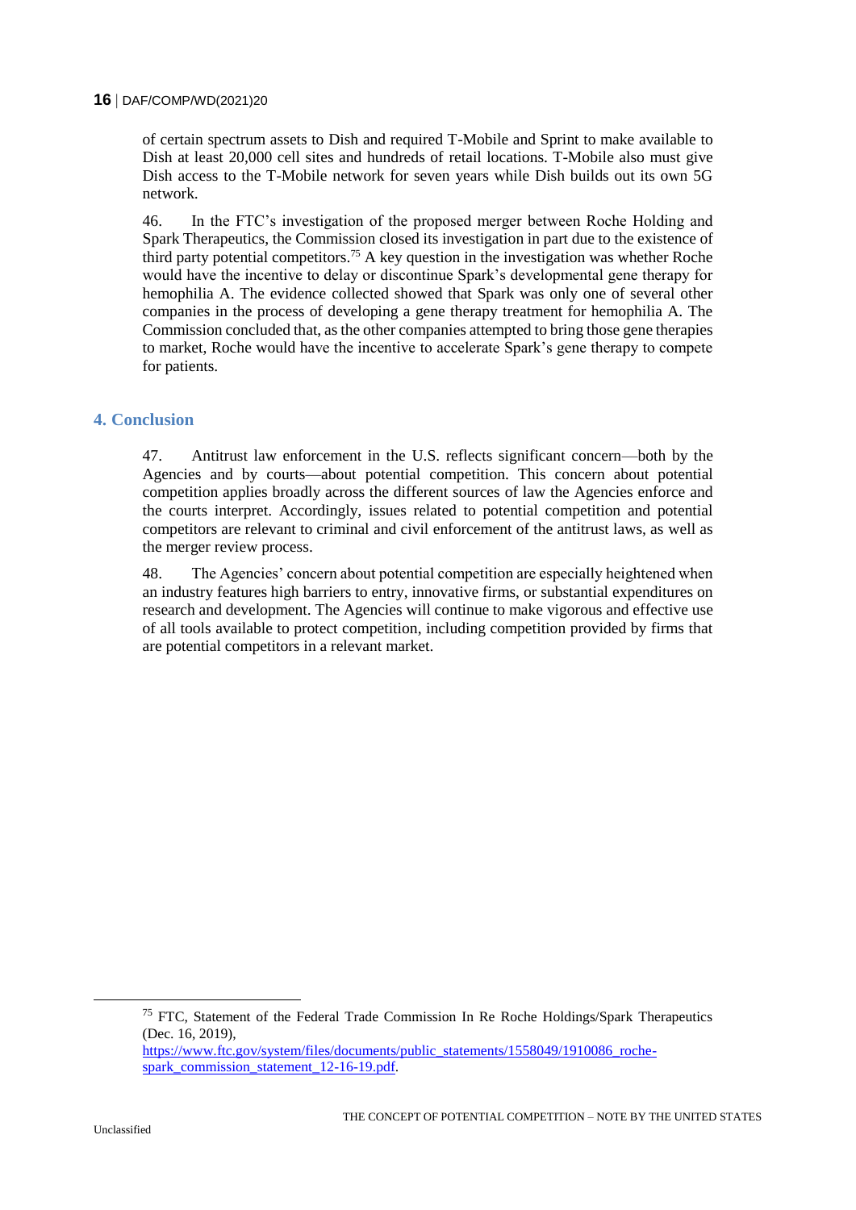of certain spectrum assets to Dish and required T-Mobile and Sprint to make available to Dish at least 20,000 cell sites and hundreds of retail locations. T-Mobile also must give Dish access to the T-Mobile network for seven years while Dish builds out its own 5G network.

46. In the FTC's investigation of the proposed merger between Roche Holding and Spark Therapeutics, the Commission closed its investigation in part due to the existence of third party potential competitors.[75] A key question in the investigation was whether Roche would have the incentive to delay or discontinue Spark's developmental gene therapy for hemophilia A. The evidence collected showed that Spark was only one of several other companies in the process of developing a gene therapy treatment for hemophilia A. The Commission concluded that, as the other companies attempted to bring those gene therapies to market, Roche would have the incentive to accelerate Spark's gene therapy to compete for patients.

## 4. Conclusion

47. Antitrust law enforcement in the U.S. reflects significant concern—both by the Agencies and by courts—about potential competition. This concern about potential competition applies broadly across the different sources of law the Agencies enforce and the courts interpret. Accordingly, issues related to potential competition and potential competitors are relevant to criminal and civil enforcement of the antitrust laws, as well as the merger review process.

48. The Agencies' concern about potential competition are especially heightened when an industry features high barriers to entry, innovative firms, or substantial expenditures on research and development. The Agencies will continue to make vigorous and effective use of all tools available to protect competition, including competition provided by firms that are potential competitors in a relevant market.

---

[75] FTC, Statement of the Federal Trade Commission In Re Roche Holdings/Spark Therapeutics (Dec. 16, 2019), https://www.ftc.gov/system/files/documents/public_statements/1558049/1910086_roche-spark_commission_statement_12-16-19.pdf.